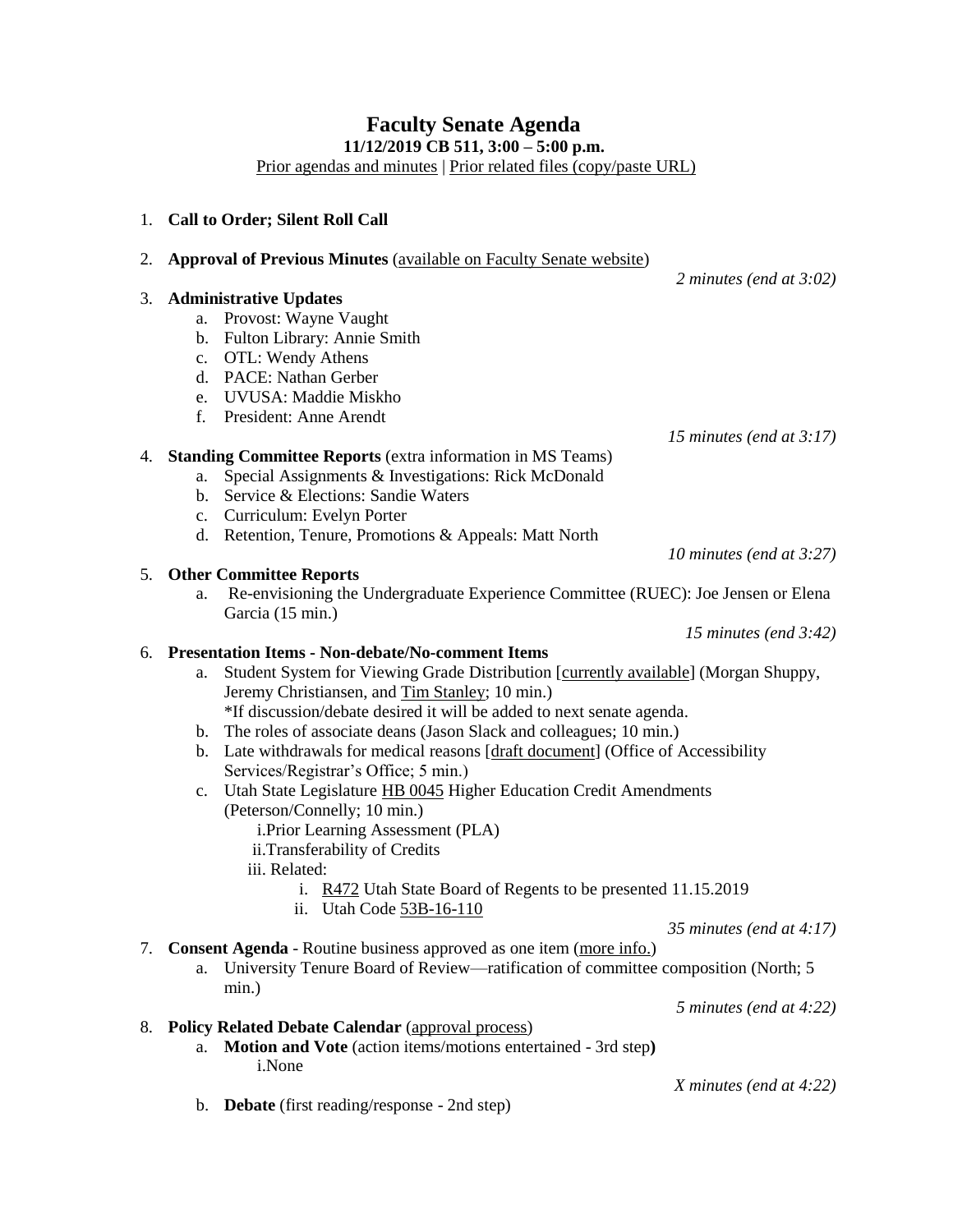# Faculty Senate Agenda

**11/12/2019 CB 511, 3:00 – 5:00 p.m.**

Prior agendas and minutes | Prior related files (copy/paste URL)

1. **Call to Order; Silent Roll Call**

2. **Approval of Previous Minutes** (available on Faculty Senate website)

   *2 minutes (end at 3:02)*

3. **Administrative Updates**
   a. Provost: Wayne Vaught
   b. Fulton Library: Annie Smith
   c. OTL: Wendy Athens
   d. PACE: Nathan Gerber
   e. UVUSA: Maddie Miskho
   f. President: Anne Arendt

   *15 minutes (end at 3:17)*

4. **Standing Committee Reports** (extra information in MS Teams)
   a. Special Assignments & Investigations: Rick McDonald
   b. Service & Elections: Sandie Waters
   c. Curriculum: Evelyn Porter
   d. Retention, Tenure, Promotions & Appeals: Matt North

   *10 minutes (end at 3:27)*

5. **Other Committee Reports**
   a. Re-envisioning the Undergraduate Experience Committee (RUEC): Joe Jensen or Elena Garcia (15 min.)

   *15 minutes (end 3:42)*

6. **Presentation Items - Non-debate/No-comment Items**
   a. Student System for Viewing Grade Distribution [currently available] (Morgan Shuppy, Jeremy Christiansen, and Tim Stanley; 10 min.)
   *If discussion/debate desired it will be added to next senate agenda.
   b. The roles of associate deans (Jason Slack and colleagues; 10 min.)
   b. Late withdrawals for medical reasons [draft document] (Office of Accessibility Services/Registrar's Office; 5 min.)
   c. Utah State Legislature HB 0045 Higher Education Credit Amendments (Peterson/Connelly; 10 min.)
      i. Prior Learning Assessment (PLA)
      ii. Transferability of Credits
      iii. Related:
         i. R472 Utah State Board of Regents to be presented 11.15.2019
         ii. Utah Code 53B-16-110

   *35 minutes (end at 4:17)*

7. **Consent Agenda** - Routine business approved as one item (more info.)
   a. University Tenure Board of Review—ratification of committee composition (North; 5 min.)

   *5 minutes (end at 4:22)*

8. **Policy Related Debate Calendar** (approval process)
   a. **Motion and Vote** (action items/motions entertained - 3rd step**)**
      i. None

   *X minutes (end at 4:22)*

   b. **Debate** (first reading/response - 2nd step)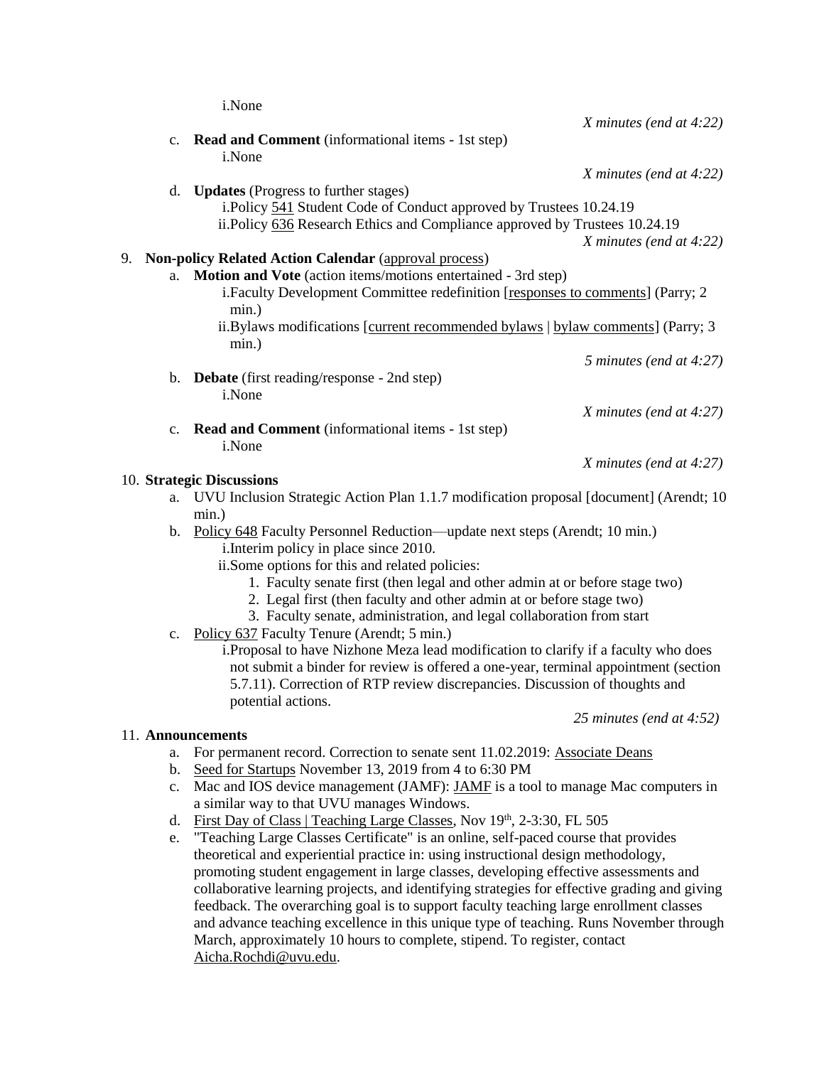i. None

*X minutes (end at 4:22)*

c. **Read and Comment** (informational items - 1st step)
   i. None

*X minutes (end at 4:22)*

d. **Updates** (Progress to further stages)
   i. Policy 541 Student Code of Conduct approved by Trustees 10.24.19
   ii. Policy 636 Research Ethics and Compliance approved by Trustees 10.24.19

*X minutes (end at 4:22)*

9. **Non-policy Related Action Calendar** (approval process)
   a. **Motion and Vote** (action items/motions entertained - 3rd step)
      i. Faculty Development Committee redefinition [responses to comments] (Parry; 2 min.)
      ii. Bylaws modifications [current recommended bylaws | bylaw comments] (Parry; 3 min.)

   *5 minutes (end at 4:27)*

   b. **Debate** (first reading/response - 2nd step)
      i. None

   *X minutes (end at 4:27)*

   c. **Read and Comment** (informational items - 1st step)
      i. None

   *X minutes (end at 4:27)*

10. **Strategic Discussions**
    a. UVU Inclusion Strategic Action Plan 1.1.7 modification proposal [document] (Arendt; 10 min.)
    b. Policy 648 Faculty Personnel Reduction—update next steps (Arendt; 10 min.)
       i. Interim policy in place since 2010.
       ii. Some options for this and related policies:
          1. Faculty senate first (then legal and other admin at or before stage two)
          2. Legal first (then faculty and other admin at or before stage two)
          3. Faculty senate, administration, and legal collaboration from start
    c. Policy 637 Faculty Tenure (Arendt; 5 min.)
       i. Proposal to have Nizhone Meza lead modification to clarify if a faculty who does not submit a binder for review is offered a one-year, terminal appointment (section 5.7.11). Correction of RTP review discrepancies. Discussion of thoughts and potential actions.

    *25 minutes (end at 4:52)*

11. **Announcements**
    a. For permanent record. Correction to senate sent 11.02.2019: Associate Deans
    b. Seed for Startups November 13, 2019 from 4 to 6:30 PM
    c. Mac and IOS device management (JAMF): JAMF is a tool to manage Mac computers in a similar way to that UVU manages Windows.
    d. First Day of Class | Teaching Large Classes, Nov 19th, 2-3:30, FL 505
    e. "Teaching Large Classes Certificate" is an online, self-paced course that provides theoretical and experiential practice in: using instructional design methodology, promoting student engagement in large classes, developing effective assessments and collaborative learning projects, and identifying strategies for effective grading and giving feedback. The overarching goal is to support faculty teaching large enrollment classes and advance teaching excellence in this unique type of teaching. Runs November through March, approximately 10 hours to complete, stipend. To register, contact Aicha.Rochdi@uvu.edu.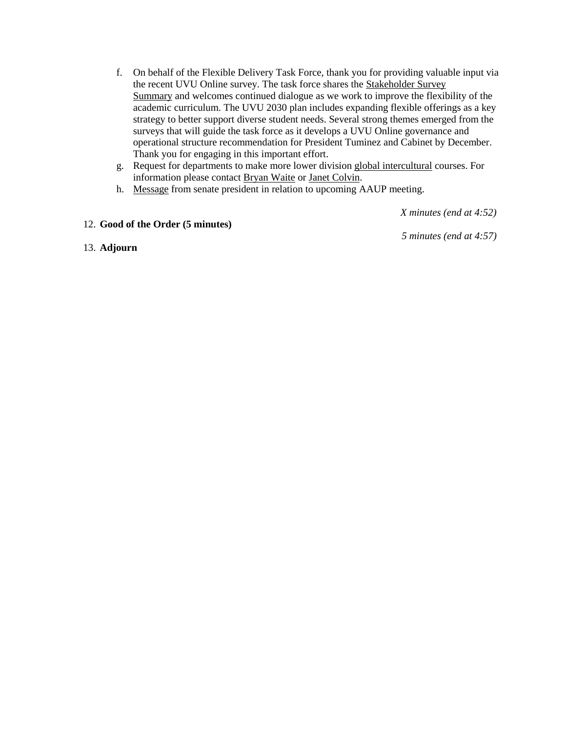f. On behalf of the Flexible Delivery Task Force, thank you for providing valuable input via the recent UVU Online survey. The task force shares the Stakeholder Survey Summary and welcomes continued dialogue as we work to improve the flexibility of the academic curriculum. The UVU 2030 plan includes expanding flexible offerings as a key strategy to better support diverse student needs. Several strong themes emerged from the surveys that will guide the task force as it develops a UVU Online governance and operational structure recommendation for President Tuminez and Cabinet by December. Thank you for engaging in this important effort.

g. Request for departments to make more lower division global intercultural courses. For information please contact Bryan Waite or Janet Colvin.

h. Message from senate president in relation to upcoming AAUP meeting.

*X minutes (end at 4:52)*

12. **Good of the Order (5 minutes)**

*5 minutes (end at 4:57)*

13. **Adjourn**